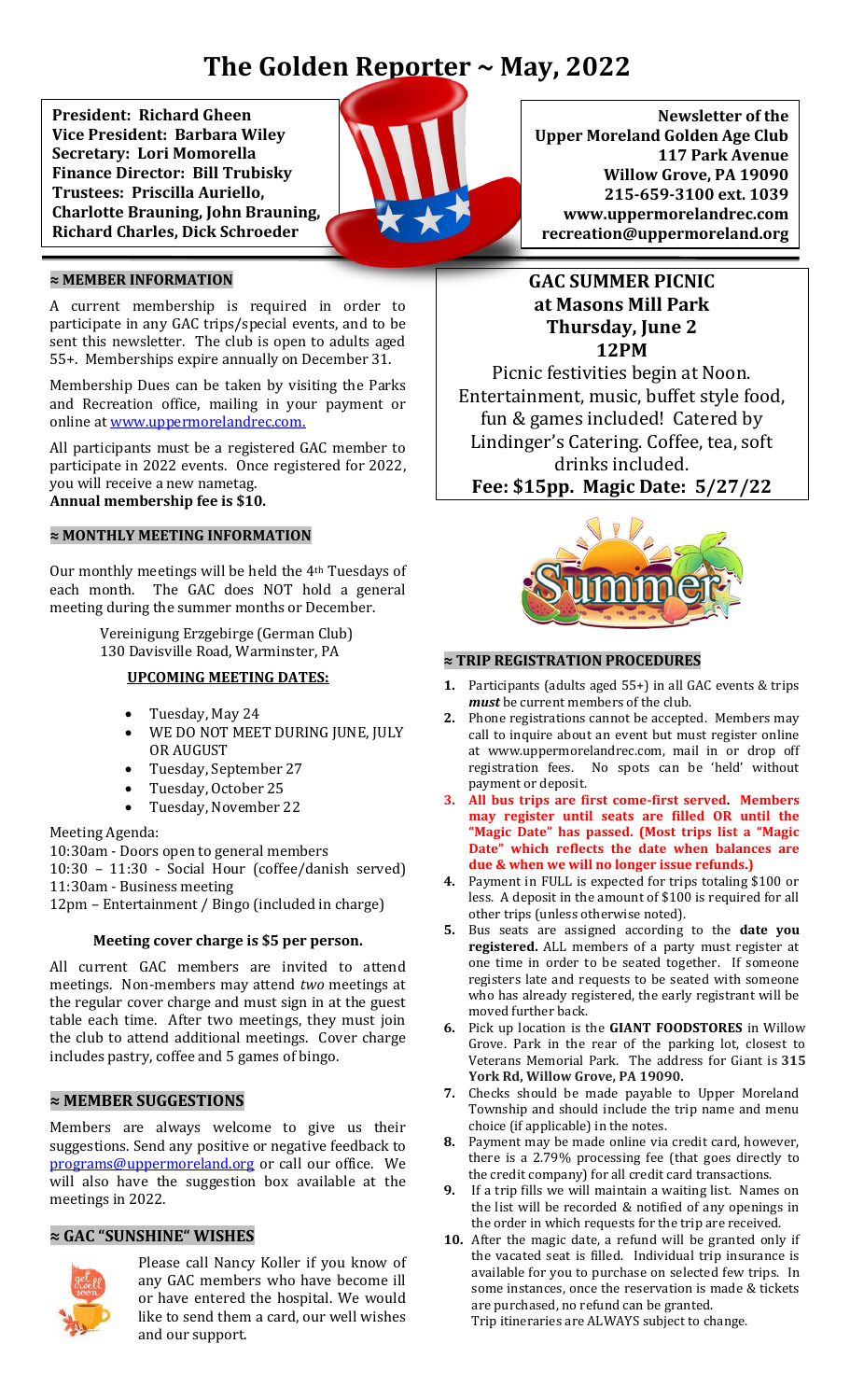# The Golden Reporter ~ May, 2022

**President: Richard Gheen**
**Vice President: Barbara Wiley**
**Secretary: Lori Momorella**
**Finance Director: Bill Trubisky**
**Trustees: Priscilla Auriello, Charlotte Brauning, John Brauning, Richard Charles, Dick Schroeder**

**Newsletter of the Upper Moreland Golden Age Club**
**117 Park Avenue**
**Willow Grove, PA 19090**
**215-659-3100 ext. 1039**
**www.uppermorelandrec.com**
**recreation@uppermoreland.org**

## ≈ MEMBER INFORMATION

A current membership is required in order to participate in any GAC trips/special events, and to be sent this newsletter. The club is open to adults aged 55+. Memberships expire annually on December 31.

Membership Dues can be taken by visiting the Parks and Recreation office, mailing in your payment or online at www.uppermorelandrec.com.

All participants must be a registered GAC member to participate in 2022 events. Once registered for 2022, you will receive a new nametag.
**Annual membership fee is $10.**

## ≈ MONTHLY MEETING INFORMATION

Our monthly meetings will be held the 4th Tuesdays of each month. The GAC does NOT hold a general meeting during the summer months or December.

Vereinigung Erzgebirge (German Club)
130 Davisville Road, Warminster, PA

### UPCOMING MEETING DATES:

- Tuesday, May 24
- WE DO NOT MEET DURING JUNE, JULY OR AUGUST
- Tuesday, September 27
- Tuesday, October 25
- Tuesday, November 22

Meeting Agenda:
10:30am - Doors open to general members
10:30 – 11:30 - Social Hour (coffee/danish served)
11:30am - Business meeting
12pm – Entertainment / Bingo (included in charge)

**Meeting cover charge is $5 per person.**

All current GAC members are invited to attend meetings. Non-members may attend *two* meetings at the regular cover charge and must sign in at the guest table each time. After two meetings, they must join the club to attend additional meetings. Cover charge includes pastry, coffee and 5 games of bingo.

## ≈ MEMBER SUGGESTIONS

Members are always welcome to give us their suggestions. Send any positive or negative feedback to programs@uppermoreland.org or call our office. We will also have the suggestion box available at the meetings in 2022.

## ≈ GAC "SUNSHINE" WISHES

Please call Nancy Koller if you know of any GAC members who have become ill or have entered the hospital. We would like to send them a card, our well wishes and our support.

## GAC SUMMER PICNIC at Masons Mill Park Thursday, June 2 12PM

Picnic festivities begin at Noon. Entertainment, music, buffet style food, fun & games included! Catered by Lindinger's Catering. Coffee, tea, soft drinks included.

**Fee: $15pp. Magic Date: 5/27/22**

## ≈ TRIP REGISTRATION PROCEDURES

1. Participants (adults aged 55+) in all GAC events & trips ***must*** be current members of the club.
2. Phone registrations cannot be accepted. Members may call to inquire about an event but must register online at www.uppermorelandrec.com, mail in or drop off registration fees. No spots can be 'held' without payment or deposit.
3. **All bus trips are first come-first served. Members may register until seats are filled OR until the "Magic Date" has passed. (Most trips list a "Magic Date" which reflects the date when balances are due & when we will no longer issue refunds.)**
4. Payment in FULL is expected for trips totaling $100 or less. A deposit in the amount of $100 is required for all other trips (unless otherwise noted).
5. Bus seats are assigned according to the **date you registered.** ALL members of a party must register at one time in order to be seated together. If someone registers late and requests to be seated with someone who has already registered, the early registrant will be moved further back.
6. Pick up location is the **GIANT FOODSTORES** in Willow Grove. Park in the rear of the parking lot, closest to Veterans Memorial Park. The address for Giant is **315 York Rd, Willow Grove, PA 19090.**
7. Checks should be made payable to Upper Moreland Township and should include the trip name and menu choice (if applicable) in the notes.
8. Payment may be made online via credit card, however, there is a 2.79% processing fee (that goes directly to the credit company) for all credit card transactions.
9. If a trip fills we will maintain a waiting list. Names on the list will be recorded & notified of any openings in the order in which requests for the trip are received.
10. After the magic date, a refund will be granted only if the vacated seat is filled. Individual trip insurance is available for you to purchase on selected few trips. In some instances, once the reservation is made & tickets are purchased, no refund can be granted.
Trip itineraries are ALWAYS subject to change.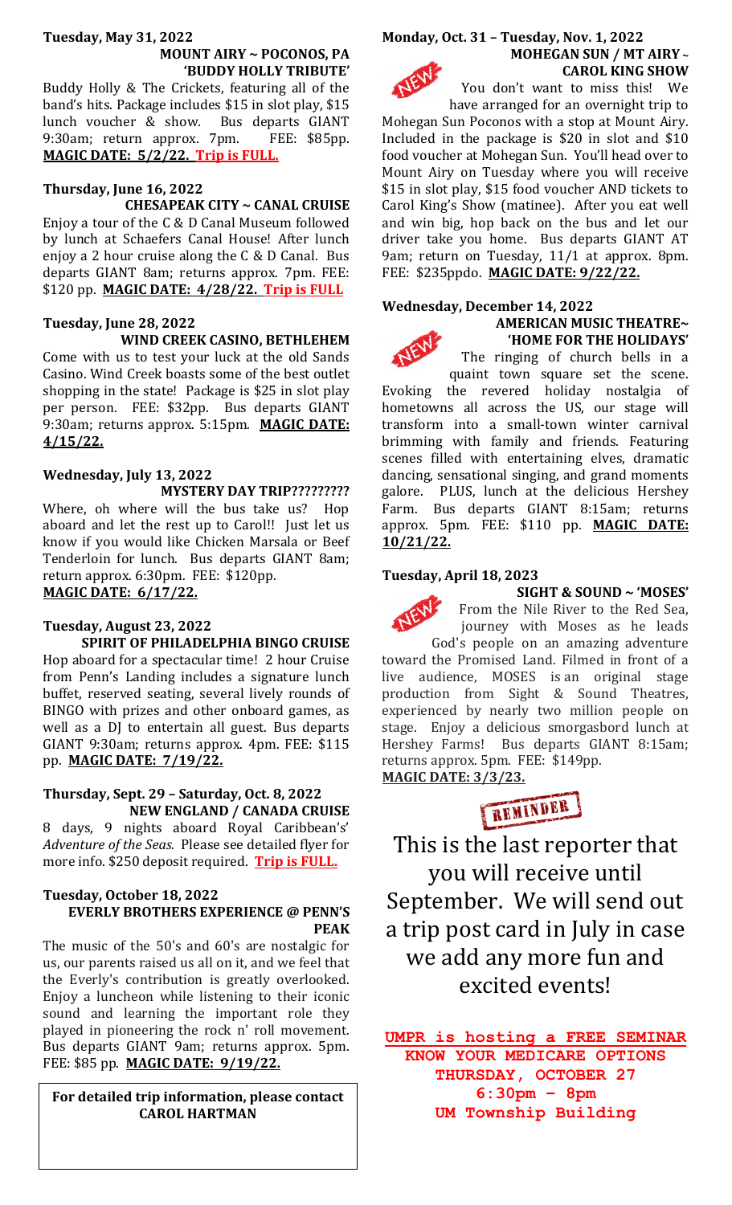**Tuesday, May 31, 2022**

**MOUNT AIRY ~ POCONOS, PA 'BUDDY HOLLY TRIBUTE'**

Buddy Holly & The Crickets, featuring all of the band's hits. Package includes $15 in slot play, $15 lunch voucher & show. Bus departs GIANT 9:30am; return approx. 7pm. FEE: $85pp. **MAGIC DATE: 5/2/22. Trip is FULL.**

**Thursday, June 16, 2022**

**CHESAPEAK CITY ~ CANAL CRUISE**

Enjoy a tour of the C & D Canal Museum followed by lunch at Schaefers Canal House! After lunch enjoy a 2 hour cruise along the C & D Canal. Bus departs GIANT 8am; returns approx. 7pm. FEE: $120 pp. **MAGIC DATE: 4/28/22. Trip is FULL**

**Tuesday, June 28, 2022**

**WIND CREEK CASINO, BETHLEHEM**

Come with us to test your luck at the old Sands Casino. Wind Creek boasts some of the best outlet shopping in the state! Package is $25 in slot play per person. FEE: $32pp. Bus departs GIANT 9:30am; returns approx. 5:15pm. **MAGIC DATE: 4/15/22.**

**Wednesday, July 13, 2022**

**MYSTERY DAY TRIP?????????**

Where, oh where will the bus take us? Hop aboard and let the rest up to Carol!! Just let us know if you would like Chicken Marsala or Beef Tenderloin for lunch. Bus departs GIANT 8am; return approx. 6:30pm. FEE: $120pp.
**MAGIC DATE: 6/17/22.**

**Tuesday, August 23, 2022**

**SPIRIT OF PHILADELPHIA BINGO CRUISE**

Hop aboard for a spectacular time! 2 hour Cruise from Penn's Landing includes a signature lunch buffet, reserved seating, several lively rounds of BINGO with prizes and other onboard games, as well as a DJ to entertain all guest. Bus departs GIANT 9:30am; returns approx. 4pm. FEE: $115 pp. **MAGIC DATE: 7/19/22.**

**Thursday, Sept. 29 – Saturday, Oct. 8, 2022**

**NEW ENGLAND / CANADA CRUISE**

8 days, 9 nights aboard Royal Caribbean's' *Adventure of the Seas.* Please see detailed flyer for more info. $250 deposit required. **Trip is FULL.**

**Tuesday, October 18, 2022**

**EVERLY BROTHERS EXPERIENCE @ PENN'S PEAK**

The music of the 50's and 60's are nostalgic for us, our parents raised us all on it, and we feel that the Everly's contribution is greatly overlooked. Enjoy a luncheon while listening to their iconic sound and learning the important role they played in pioneering the rock n' roll movement. Bus departs GIANT 9am; returns approx. 5pm. FEE: $85 pp. **MAGIC DATE: 9/19/22.**

**For detailed trip information, please contact CAROL HARTMAN**

**Monday, Oct. 31 – Tuesday, Nov. 1, 2022**

**MOHEGAN SUN / MT AIRY ~ CAROL KING SHOW**

NEW

You don't want to miss this! We have arranged for an overnight trip to Mohegan Sun Poconos with a stop at Mount Airy. Included in the package is $20 in slot and $10 food voucher at Mohegan Sun. You'll head over to Mount Airy on Tuesday where you will receive $15 in slot play, $15 food voucher AND tickets to Carol King's Show (matinee). After you eat well and win big, hop back on the bus and let our driver take you home. Bus departs GIANT AT 9am; return on Tuesday, 11/1 at approx. 8pm. FEE: $235ppdo. **MAGIC DATE: 9/22/22.**

**Wednesday, December 14, 2022**

**AMERICAN MUSIC THEATRE~ 'HOME FOR THE HOLIDAYS'**

NEW

The ringing of church bells in a quaint town square set the scene. Evoking the revered holiday nostalgia of hometowns all across the US, our stage will transform into a small-town winter carnival brimming with family and friends. Featuring scenes filled with entertaining elves, dramatic dancing, sensational singing, and grand moments galore. PLUS, lunch at the delicious Hershey Farm. Bus departs GIANT 8:15am; returns approx. 5pm. FEE: $110 pp. **MAGIC DATE: 10/21/22.**

**Tuesday, April 18, 2023**

**SIGHT & SOUND ~ 'MOSES'**

NEW

From the Nile River to the Red Sea, journey with Moses as he leads God's people on an amazing adventure toward the Promised Land. Filmed in front of a live audience, MOSES is an original stage production from Sight & Sound Theatres, experienced by nearly two million people on stage. Enjoy a delicious smorgasbord lunch at Hershey Farms! Bus departs GIANT 8:15am; returns approx. 5pm. FEE: $149pp.
**MAGIC DATE: 3/3/23.**

REMINDER

This is the last reporter that you will receive until September. We will send out a trip post card in July in case we add any more fun and excited events!

**UMPR is hosting a FREE SEMINAR**
**KNOW YOUR MEDICARE OPTIONS**
**THURSDAY, OCTOBER 27**
**6:30pm – 8pm**
**UM Township Building**